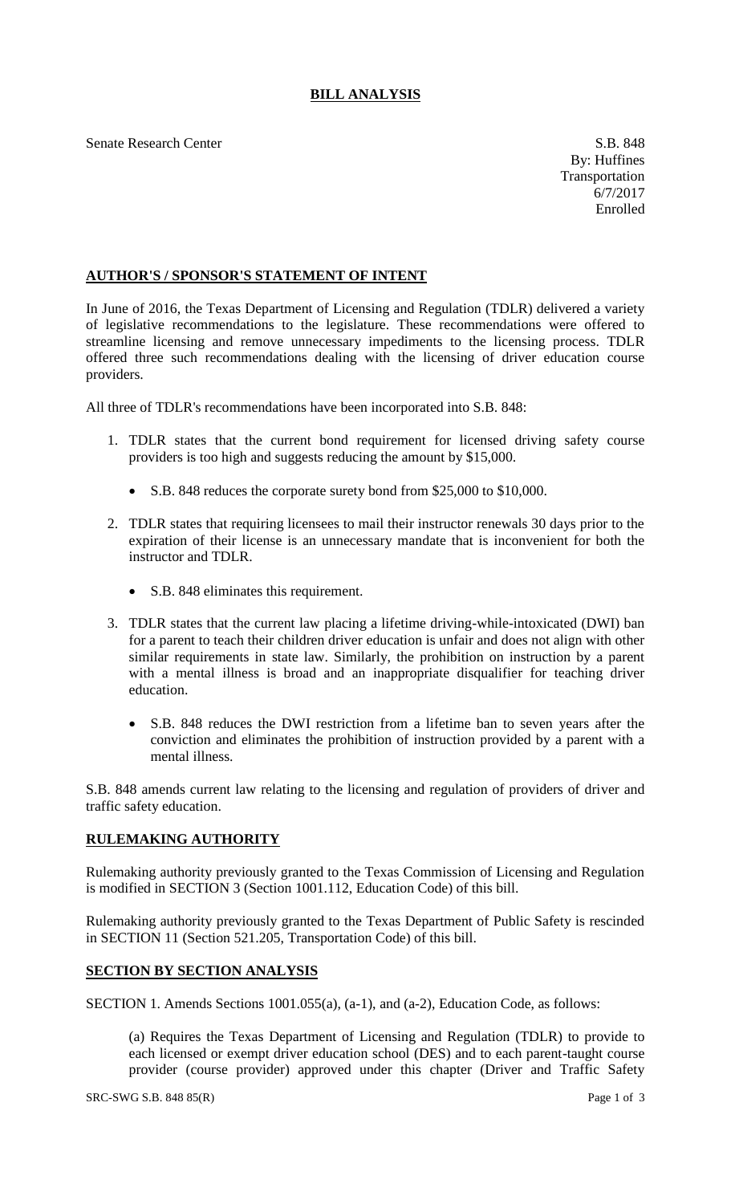# BILL ANALYSIS

Senate Research Center

S.B. 848
By: Huffines
Transportation
6/7/2017
Enrolled

## AUTHOR'S / SPONSOR'S STATEMENT OF INTENT

In June of 2016, the Texas Department of Licensing and Regulation (TDLR) delivered a variety of legislative recommendations to the legislature. These recommendations were offered to streamline licensing and remove unnecessary impediments to the licensing process. TDLR offered three such recommendations dealing with the licensing of driver education course providers.

All three of TDLR's recommendations have been incorporated into S.B. 848:

1. TDLR states that the current bond requirement for licensed driving safety course providers is too high and suggests reducing the amount by $15,000.
   - S.B. 848 reduces the corporate surety bond from $25,000 to $10,000.
2. TDLR states that requiring licensees to mail their instructor renewals 30 days prior to the expiration of their license is an unnecessary mandate that is inconvenient for both the instructor and TDLR.
   - S.B. 848 eliminates this requirement.
3. TDLR states that the current law placing a lifetime driving-while-intoxicated (DWI) ban for a parent to teach their children driver education is unfair and does not align with other similar requirements in state law. Similarly, the prohibition on instruction by a parent with a mental illness is broad and an inappropriate disqualifier for teaching driver education.
   - S.B. 848 reduces the DWI restriction from a lifetime ban to seven years after the conviction and eliminates the prohibition of instruction provided by a parent with a mental illness.

S.B. 848 amends current law relating to the licensing and regulation of providers of driver and traffic safety education.

## RULEMAKING AUTHORITY

Rulemaking authority previously granted to the Texas Commission of Licensing and Regulation is modified in SECTION 3 (Section 1001.112, Education Code) of this bill.

Rulemaking authority previously granted to the Texas Department of Public Safety is rescinded in SECTION 11 (Section 521.205, Transportation Code) of this bill.

## SECTION BY SECTION ANALYSIS

SECTION 1. Amends Sections 1001.055(a), (a-1), and (a-2), Education Code, as follows:

(a) Requires the Texas Department of Licensing and Regulation (TDLR) to provide to each licensed or exempt driver education school (DES) and to each parent-taught course provider (course provider) approved under this chapter (Driver and Traffic Safety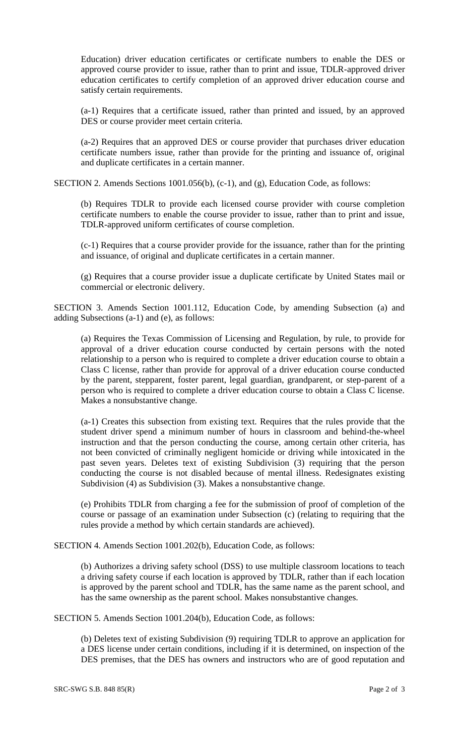Education) driver education certificates or certificate numbers to enable the DES or approved course provider to issue, rather than to print and issue, TDLR-approved driver education certificates to certify completion of an approved driver education course and satisfy certain requirements.

(a-1) Requires that a certificate issued, rather than printed and issued, by an approved DES or course provider meet certain criteria.

(a-2) Requires that an approved DES or course provider that purchases driver education certificate numbers issue, rather than provide for the printing and issuance of, original and duplicate certificates in a certain manner.

SECTION 2. Amends Sections 1001.056(b), (c-1), and (g), Education Code, as follows:

(b) Requires TDLR to provide each licensed course provider with course completion certificate numbers to enable the course provider to issue, rather than to print and issue, TDLR-approved uniform certificates of course completion.

(c-1) Requires that a course provider provide for the issuance, rather than for the printing and issuance, of original and duplicate certificates in a certain manner.

(g) Requires that a course provider issue a duplicate certificate by United States mail or commercial or electronic delivery.

SECTION 3. Amends Section 1001.112, Education Code, by amending Subsection (a) and adding Subsections (a-1) and (e), as follows:

(a) Requires the Texas Commission of Licensing and Regulation, by rule, to provide for approval of a driver education course conducted by certain persons with the noted relationship to a person who is required to complete a driver education course to obtain a Class C license, rather than provide for approval of a driver education course conducted by the parent, stepparent, foster parent, legal guardian, grandparent, or step-parent of a person who is required to complete a driver education course to obtain a Class C license. Makes a nonsubstantive change.

(a-1) Creates this subsection from existing text. Requires that the rules provide that the student driver spend a minimum number of hours in classroom and behind-the-wheel instruction and that the person conducting the course, among certain other criteria, has not been convicted of criminally negligent homicide or driving while intoxicated in the past seven years. Deletes text of existing Subdivision (3) requiring that the person conducting the course is not disabled because of mental illness. Redesignates existing Subdivision (4) as Subdivision (3). Makes a nonsubstantive change.

(e) Prohibits TDLR from charging a fee for the submission of proof of completion of the course or passage of an examination under Subsection (c) (relating to requiring that the rules provide a method by which certain standards are achieved).

SECTION 4. Amends Section 1001.202(b), Education Code, as follows:

(b) Authorizes a driving safety school (DSS) to use multiple classroom locations to teach a driving safety course if each location is approved by TDLR, rather than if each location is approved by the parent school and TDLR, has the same name as the parent school, and has the same ownership as the parent school. Makes nonsubstantive changes.

SECTION 5. Amends Section 1001.204(b), Education Code, as follows:

(b) Deletes text of existing Subdivision (9) requiring TDLR to approve an application for a DES license under certain conditions, including if it is determined, on inspection of the DES premises, that the DES has owners and instructors who are of good reputation and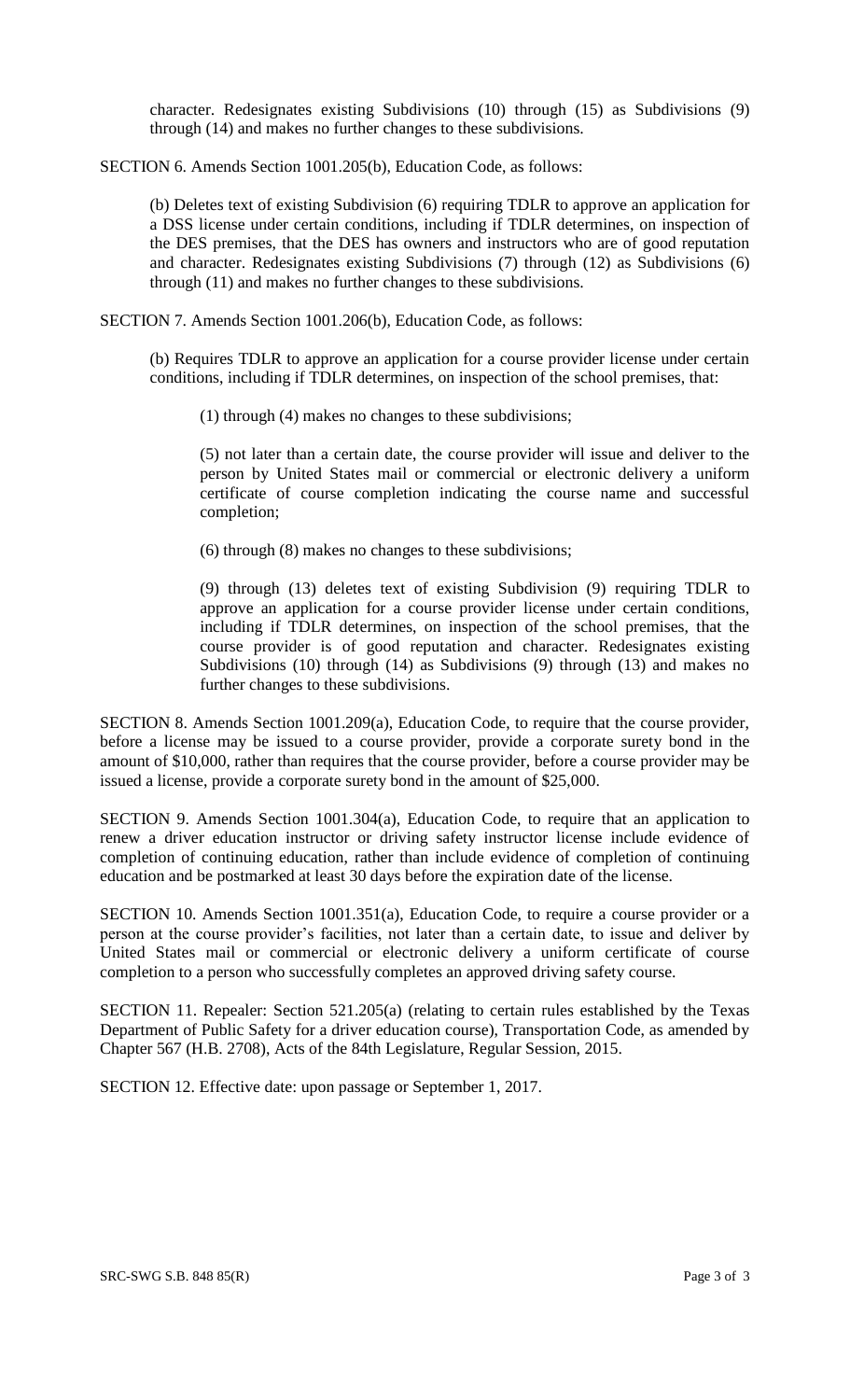character. Redesignates existing Subdivisions (10) through (15) as Subdivisions (9) through (14) and makes no further changes to these subdivisions.

SECTION 6. Amends Section 1001.205(b), Education Code, as follows:

(b) Deletes text of existing Subdivision (6) requiring TDLR to approve an application for a DSS license under certain conditions, including if TDLR determines, on inspection of the DES premises, that the DES has owners and instructors who are of good reputation and character. Redesignates existing Subdivisions (7) through (12) as Subdivisions (6) through (11) and makes no further changes to these subdivisions.

SECTION 7. Amends Section 1001.206(b), Education Code, as follows:

(b) Requires TDLR to approve an application for a course provider license under certain conditions, including if TDLR determines, on inspection of the school premises, that:

(1) through (4) makes no changes to these subdivisions;

(5) not later than a certain date, the course provider will issue and deliver to the person by United States mail or commercial or electronic delivery a uniform certificate of course completion indicating the course name and successful completion;

(6) through (8) makes no changes to these subdivisions;

(9) through (13) deletes text of existing Subdivision (9) requiring TDLR to approve an application for a course provider license under certain conditions, including if TDLR determines, on inspection of the school premises, that the course provider is of good reputation and character. Redesignates existing Subdivisions (10) through (14) as Subdivisions (9) through (13) and makes no further changes to these subdivisions.

SECTION 8. Amends Section 1001.209(a), Education Code, to require that the course provider, before a license may be issued to a course provider, provide a corporate surety bond in the amount of $10,000, rather than requires that the course provider, before a course provider may be issued a license, provide a corporate surety bond in the amount of $25,000.

SECTION 9. Amends Section 1001.304(a), Education Code, to require that an application to renew a driver education instructor or driving safety instructor license include evidence of completion of continuing education, rather than include evidence of completion of continuing education and be postmarked at least 30 days before the expiration date of the license.

SECTION 10. Amends Section 1001.351(a), Education Code, to require a course provider or a person at the course provider's facilities, not later than a certain date, to issue and deliver by United States mail or commercial or electronic delivery a uniform certificate of course completion to a person who successfully completes an approved driving safety course.

SECTION 11. Repealer: Section 521.205(a) (relating to certain rules established by the Texas Department of Public Safety for a driver education course), Transportation Code, as amended by Chapter 567 (H.B. 2708), Acts of the 84th Legislature, Regular Session, 2015.

SECTION 12. Effective date: upon passage or September 1, 2017.